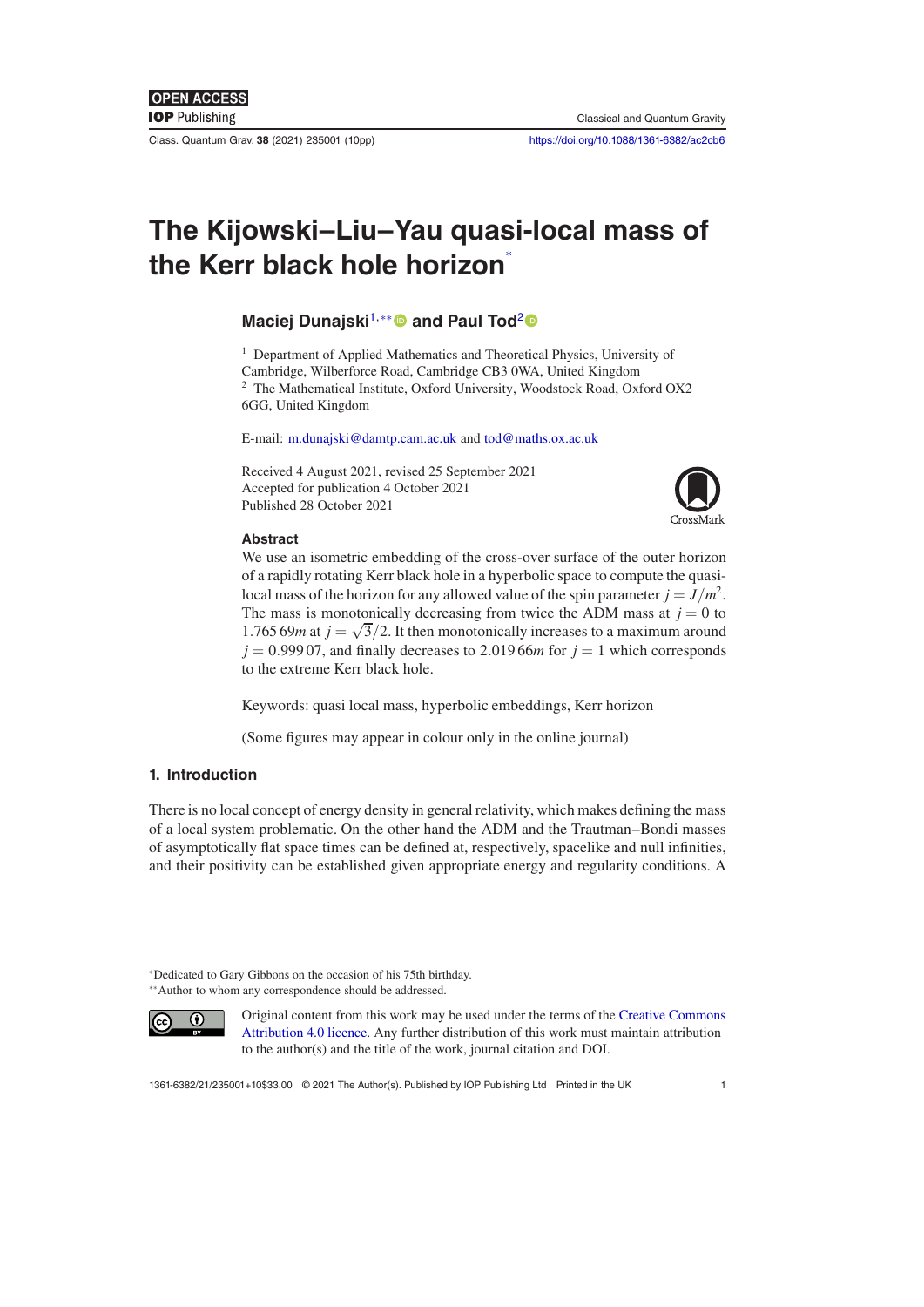# The Kijowski–Liu–Yau quasi-local mass of the Kerr black hole horizon[*]

**Maciej Dunajski[1,**] and Paul Tod[2]**

[1] Department of Applied Mathematics and Theoretical Physics, University of Cambridge, Wilberforce Road, Cambridge CB3 0WA, United Kingdom
[2] The Mathematical Institute, Oxford University, Woodstock Road, Oxford OX2 6GG, United Kingdom

E-mail: m.dunajski@damtp.cam.ac.uk and tod@maths.ox.ac.uk

Received 4 August 2021, revised 25 September 2021
Accepted for publication 4 October 2021
Published 28 October 2021

### Abstract

We use an isometric embedding of the cross-over surface of the outer horizon of a rapidly rotating Kerr black hole in a hyperbolic space to compute the quasi-local mass of the horizon for any allowed value of the spin parameter $j = J/m^2$. The mass is monotonically decreasing from twice the ADM mass at $j = 0$ to $1.765\,69m$ at $j = \sqrt{3}/2$. It then monotonically increases to a maximum around $j = 0.999\,07$, and finally decreases to $2.019\,66m$ for $j = 1$ which corresponds to the extreme Kerr black hole.

Keywords: quasi local mass, hyperbolic embeddings, Kerr horizon

(Some figures may appear in colour only in the online journal)

## 1. Introduction

There is no local concept of energy density in general relativity, which makes defining the mass of a local system problematic. On the other hand the ADM and the Trautman–Bondi masses of asymptotically flat space times can be defined at, respectively, spacelike and null infinities, and their positivity can be established given appropriate energy and regularity conditions. A

[*] Dedicated to Gary Gibbons on the occasion of his 75th birthday.
[**] Author to whom any correspondence should be addressed.

Original content from this work may be used under the terms of the Creative Commons Attribution 4.0 licence. Any further distribution of this work must maintain attribution to the author(s) and the title of the work, journal citation and DOI.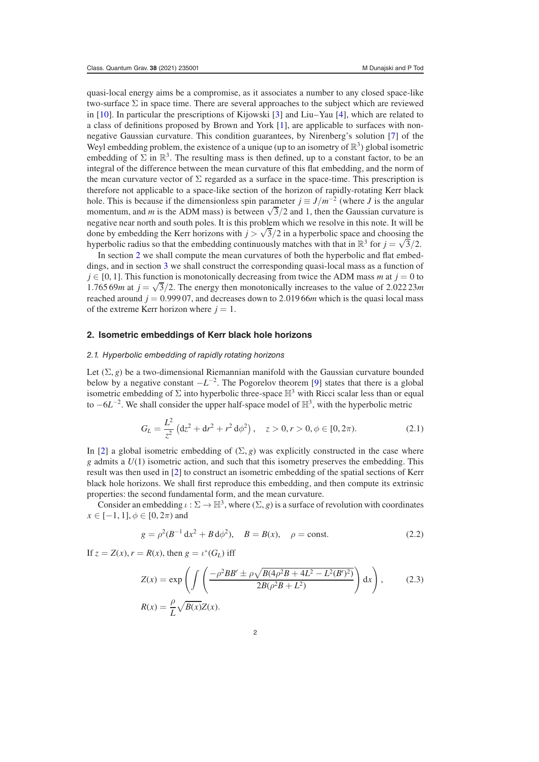quasi-local energy aims be a compromise, as it associates a number to any closed space-like two-surface $\Sigma$ in space time. There are several approaches to the subject which are reviewed in [10]. In particular the prescriptions of Kijowski [3] and Liu–Yau [4], which are related to a class of definitions proposed by Brown and York [1], are applicable to surfaces with non-negative Gaussian curvature. This condition guarantees, by Nirenberg's solution [7] of the Weyl embedding problem, the existence of a unique (up to an isometry of $\mathbb{R}^3$) global isometric embedding of $\Sigma$ in $\mathbb{R}^3$. The resulting mass is then defined, up to a constant factor, to be an integral of the difference between the mean curvature of this flat embedding, and the norm of the mean curvature vector of $\Sigma$ regarded as a surface in the space-time. This prescription is therefore not applicable to a space-like section of the horizon of rapidly-rotating Kerr black hole. This is because if the dimensionless spin parameter $j \equiv J/m^{-2}$ (where $J$ is the angular momentum, and $m$ is the ADM mass) is between $\sqrt{3}/2$ and 1, then the Gaussian curvature is negative near north and south poles. It is this problem which we resolve in this note. It will be done by embedding the Kerr horizons with $j > \sqrt{3}/2$ in a hyperbolic space and choosing the hyperbolic radius so that the embedding continuously matches with that in $\mathbb{R}^3$ for $j = \sqrt{3}/2$.

In section 2 we shall compute the mean curvatures of both the hyperbolic and flat embeddings, and in section 3 we shall construct the corresponding quasi-local mass as a function of $j \in [0, 1]$. This function is monotonically decreasing from twice the ADM mass $m$ at $j = 0$ to $1.76569m$ at $j = \sqrt{3}/2$. The energy then monotonically increases to the value of $2.02223m$ reached around $j = 0.99907$, and decreases down to $2.01966m$ which is the quasi local mass of the extreme Kerr horizon where $j = 1$.

## 2. Isometric embeddings of Kerr black hole horizons

### 2.1. Hyperbolic embedding of rapidly rotating horizons

Let $(\Sigma, g)$ be a two-dimensional Riemannian manifold with the Gaussian curvature bounded below by a negative constant $-L^{-2}$. The Pogorelov theorem [9] states that there is a global isometric embedding of $\Sigma$ into hyperbolic three-space $\mathbb{H}^3$ with Ricci scalar less than or equal to $-6L^{-2}$. We shall consider the upper half-space model of $\mathbb{H}^3$, with the hyperbolic metric

$$G_L = \frac{L^2}{z^2}\left(\mathrm{d}z^2 + \mathrm{d}r^2 + r^2\,\mathrm{d}\phi^2\right), \quad z > 0, r > 0, \phi \in [0, 2\pi). \tag{2.1}$$

In [2] a global isometric embedding of $(\Sigma, g)$ was explicitly constructed in the case where $g$ admits a $U(1)$ isometric action, and such that this isometry preserves the embedding. This result was then used in [2] to construct an isometric embedding of the spatial sections of Kerr black hole horizons. We shall first reproduce this embedding, and then compute its extrinsic properties: the second fundamental form, and the mean curvature.

Consider an embedding $\iota : \Sigma \to \mathbb{H}^3$, where $(\Sigma, g)$ is a surface of revolution with coordinates $x \in [-1, 1], \phi \in [0, 2\pi)$ and

$$g = \rho^2(B^{-1}\,\mathrm{d}x^2 + B\,\mathrm{d}\phi^2), \quad B = B(x), \quad \rho = \text{const}. \tag{2.2}$$

If $z = Z(x), r = R(x)$, then $g = \iota^*(G_L)$ iff

$$Z(x) = \exp\left(\int\left(\frac{-\rho^2 BB' \pm \rho\sqrt{B(4\rho^2 B + 4L^2 - L^2(B')^2)}}{2B(\rho^2 B + L^2)}\right)\mathrm{d}x\right), \tag{2.3}$$

$$R(x) = \frac{\rho}{L}\sqrt{B(x)}Z(x).$$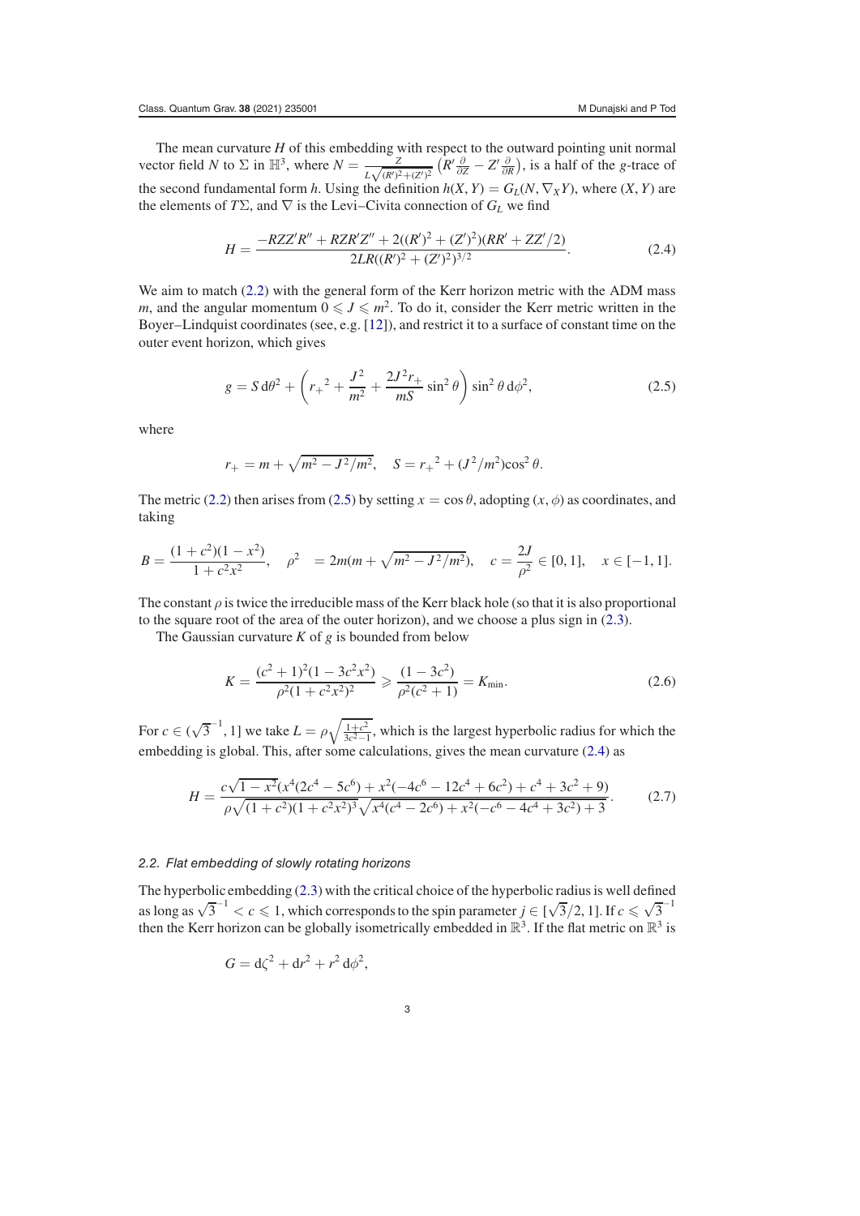The mean curvature $H$ of this embedding with respect to the outward pointing unit normal vector field $N$ to $\Sigma$ in $\mathbb{H}^3$, where $N = \frac{Z}{L\sqrt{(R')^2+(Z')^2}}\left(R'\frac{\partial}{\partial Z} - Z'\frac{\partial}{\partial R}\right)$, is a half of the $g$-trace of the second fundamental form $h$. Using the definition $h(X, Y) = G_L(N, \nabla_X Y)$, where $(X, Y)$ are the elements of $T\Sigma$, and $\nabla$ is the Levi–Civita connection of $G_L$ we find

$$H = \frac{-RZZ'R'' + RZR'Z'' + 2((R')^2 + (Z')^2)(RR' + ZZ'/2)}{2LR((R')^2 + (Z')^2)^{3/2}}. \tag{2.4}$$

We aim to match (2.2) with the general form of the Kerr horizon metric with the ADM mass $m$, and the angular momentum $0 \leqslant J \leqslant m^2$. To do it, consider the Kerr metric written in the Boyer–Lindquist coordinates (see, e.g. [12]), and restrict it to a surface of constant time on the outer event horizon, which gives

$$g = S\,\mathrm{d}\theta^2 + \left({r_+}^2 + \frac{J^2}{m^2} + \frac{2J^2 r_+}{mS}\sin^2\theta\right)\sin^2\theta\,\mathrm{d}\phi^2, \tag{2.5}$$

where

$$r_+ = m + \sqrt{m^2 - J^2/m^2}, \quad S = {r_+}^2 + (J^2/m^2)\cos^2\theta.$$

The metric (2.2) then arises from (2.5) by setting $x = \cos\theta$, adopting $(x, \phi)$ as coordinates, and taking

$$B = \frac{(1+c^2)(1-x^2)}{1+c^2x^2}, \quad \rho^2 \ = 2m(m + \sqrt{m^2 - J^2/m^2}), \quad c = \frac{2J}{\rho^2} \in [0, 1], \quad x \in [-1, 1].$$

The constant $\rho$ is twice the irreducible mass of the Kerr black hole (so that it is also proportional to the square root of the area of the outer horizon), and we choose a plus sign in (2.3).

The Gaussian curvature $K$ of $g$ is bounded from below

$$K = \frac{(c^2+1)^2(1-3c^2x^2)}{\rho^2(1+c^2x^2)^2} \geqslant \frac{(1-3c^2)}{\rho^2(c^2+1)} = K_{\min}. \tag{2.6}$$

For $c \in ({\sqrt{3}}^{-1}, 1]$ we take $L = \rho\sqrt{\frac{1+c^2}{3c^2-1}}$, which is the largest hyperbolic radius for which the embedding is global. This, after some calculations, gives the mean curvature (2.4) as

$$H = \frac{c\sqrt{1-x^2}(x^4(2c^4 - 5c^6) + x^2(-4c^6 - 12c^4 + 6c^2) + c^4 + 3c^2 + 9)}{\rho\sqrt{(1+c^2)(1+c^2x^2)^3}\sqrt{x^4(c^4 - 2c^6) + x^2(-c^6 - 4c^4 + 3c^2) + 3}}. \tag{2.7}$$

### *2.2. Flat embedding of slowly rotating horizons*

The hyperbolic embedding (2.3) with the critical choice of the hyperbolic radius is well defined as long as ${\sqrt{3}}^{-1} < c \leqslant 1$, which corresponds to the spin parameter $j \in [\sqrt{3}/2, 1]$. If $c \leqslant {\sqrt{3}}^{-1}$ then the Kerr horizon can be globally isometrically embedded in $\mathbb{R}^3$. If the flat metric on $\mathbb{R}^3$ is

$$G = \mathrm{d}\zeta^2 + \mathrm{d}r^2 + r^2\,\mathrm{d}\phi^2,$$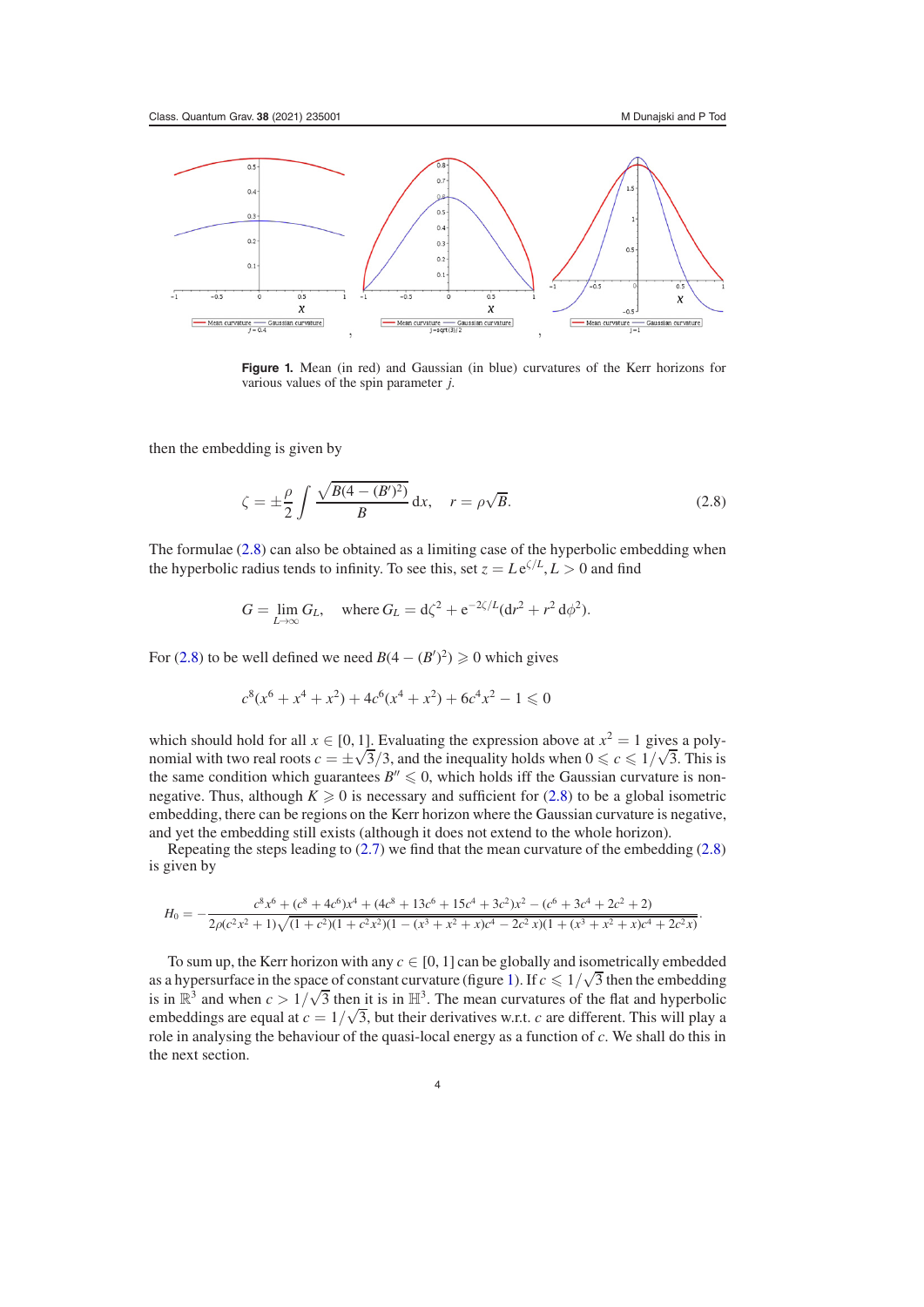**Figure 1.** Mean (in red) and Gaussian (in blue) curvatures of the Kerr horizons for various values of the spin parameter $j$.

then the embedding is given by

$$\zeta = \pm \frac{\rho}{2} \int \frac{\sqrt{B(4-(B')^2)}}{B} \, \mathrm{d}x, \quad r = \rho\sqrt{B}. \tag{2.8}$$

The formulae (2.8) can also be obtained as a limiting case of the hyperbolic embedding when the hyperbolic radius tends to infinity. To see this, set $z = L\,\mathrm{e}^{\zeta/L}, L > 0$ and find

$$G = \lim_{L\to\infty} G_L, \quad \text{where } G_L = \mathrm{d}\zeta^2 + \mathrm{e}^{-2\zeta/L}(\mathrm{d}r^2 + r^2\,\mathrm{d}\phi^2).$$

For (2.8) to be well defined we need $B(4-(B')^2) \geqslant 0$ which gives

$$c^8(x^6 + x^4 + x^2) + 4c^6(x^4 + x^2) + 6c^4x^2 - 1 \leqslant 0$$

which should hold for all $x \in [0, 1]$. Evaluating the expression above at $x^2 = 1$ gives a polynomial with two real roots $c = \pm\sqrt{3}/3$, and the inequality holds when $0 \leqslant c \leqslant 1/\sqrt{3}$. This is the same condition which guarantees $B'' \leqslant 0$, which holds iff the Gaussian curvature is non-negative. Thus, although $K \geqslant 0$ is necessary and sufficient for (2.8) to be a global isometric embedding, there can be regions on the Kerr horizon where the Gaussian curvature is negative, and yet the embedding still exists (although it does not extend to the whole horizon).

Repeating the steps leading to (2.7) we find that the mean curvature of the embedding (2.8) is given by

$$H_0 = -\frac{c^8x^6 + (c^8 + 4c^6)x^4 + (4c^8 + 13c^6 + 15c^4 + 3c^2)x^2 - (c^6 + 3c^4 + 2c^2 + 2)}{2\rho(c^2x^2+1)\sqrt{(1+c^2)(1+c^2x^2)(1-(x^3+x^2+x)c^4 - 2c^2x)(1+(x^3+x^2+x)c^4+2c^2x)}}.$$

To sum up, the Kerr horizon with any $c \in [0, 1]$ can be globally and isometrically embedded as a hypersurface in the space of constant curvature (figure 1). If $c \leqslant 1/\sqrt{3}$ then the embedding is in $\mathbb{R}^3$ and when $c > 1/\sqrt{3}$ then it is in $\mathbb{H}^3$. The mean curvatures of the flat and hyperbolic embeddings are equal at $c = 1/\sqrt{3}$, but their derivatives w.r.t. $c$ are different. This will play a role in analysing the behaviour of the quasi-local energy as a function of $c$. We shall do this in the next section.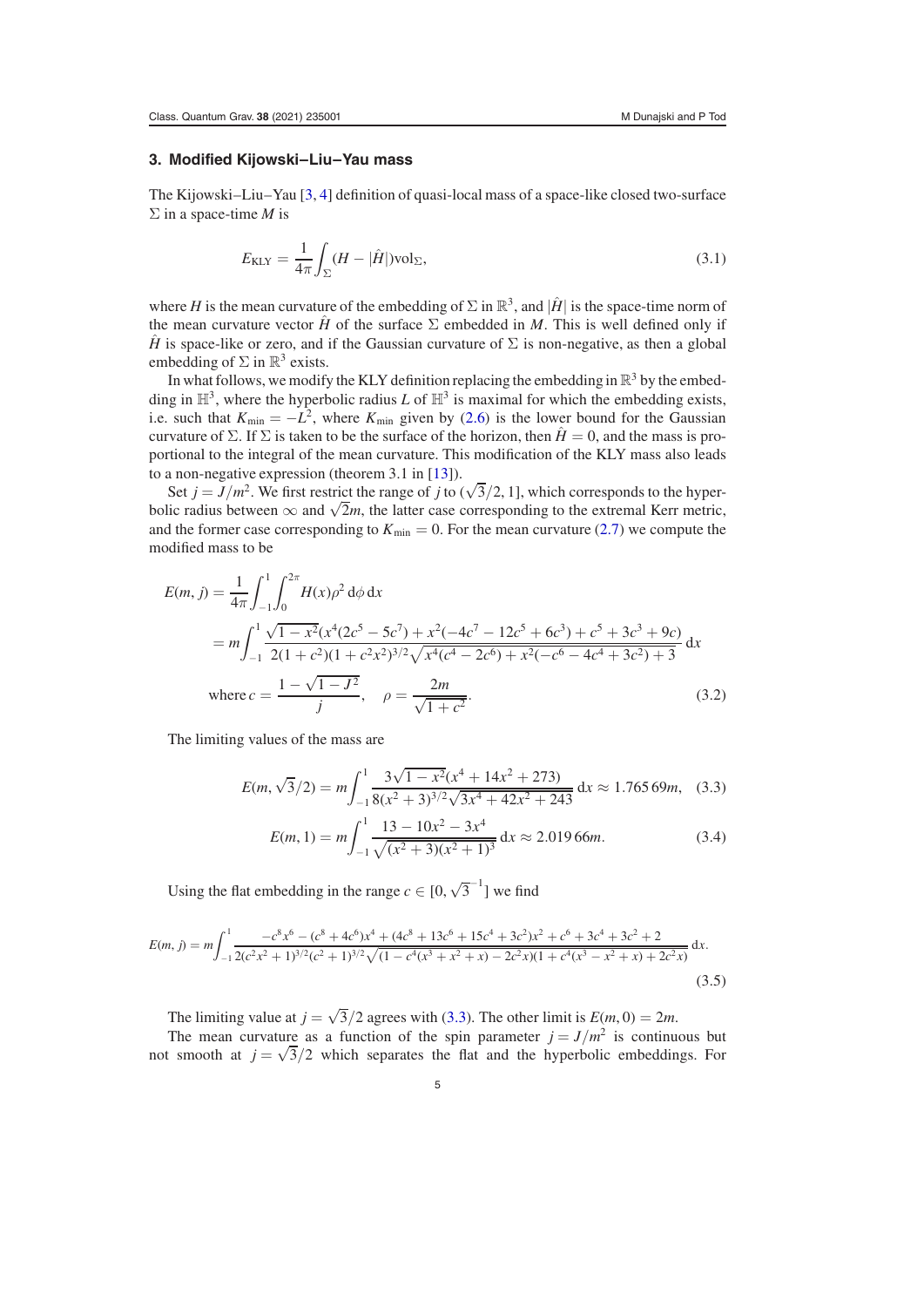## 3. Modified Kijowski–Liu–Yau mass

The Kijowski–Liu–Yau [3, 4] definition of quasi-local mass of a space-like closed two-surface $\Sigma$ in a space-time $M$ is

$$E_{\rm KLY} = \frac{1}{4\pi}\int_{\Sigma}(H - |\hat{H}|)\mathrm{vol}_{\Sigma}, \tag{3.1}$$

where $H$ is the mean curvature of the embedding of $\Sigma$ in $\mathbb{R}^3$, and $|\hat{H}|$ is the space-time norm of the mean curvature vector $\hat{H}$ of the surface $\Sigma$ embedded in $M$. This is well defined only if $\hat{H}$ is space-like or zero, and if the Gaussian curvature of $\Sigma$ is non-negative, as then a global embedding of $\Sigma$ in $\mathbb{R}^3$ exists.

In what follows, we modify the KLY definition replacing the embedding in $\mathbb{R}^3$ by the embedding in $\mathbb{H}^3$, where the hyperbolic radius $L$ of $\mathbb{H}^3$ is maximal for which the embedding exists, i.e. such that $K_{\min} = -L^2$, where $K_{\min}$ given by (2.6) is the lower bound for the Gaussian curvature of $\Sigma$. If $\Sigma$ is taken to be the surface of the horizon, then $\hat{H} = 0$, and the mass is proportional to the integral of the mean curvature. This modification of the KLY mass also leads to a non-negative expression (theorem 3.1 in [13]).

Set $j = J/m^2$. We first restrict the range of $j$ to $(\sqrt{3}/2, 1]$, which corresponds to the hyperbolic radius between $\infty$ and $\sqrt{2}m$, the latter case corresponding to the extremal Kerr metric, and the former case corresponding to $K_{\min} = 0$. For the mean curvature (2.7) we compute the modified mass to be

$$\begin{aligned}
E(m,j) &= \frac{1}{4\pi}\int_{-1}^{1}\int_{0}^{2\pi} H(x)\rho^2\,\mathrm{d}\phi\,\mathrm{d}x \\
&= m\int_{-1}^{1}\frac{\sqrt{1-x^2}(x^4(2c^5-5c^7)+x^2(-4c^7-12c^5+6c^3)+c^5+3c^3+9c)}{2(1+c^2)(1+c^2x^2)^{3/2}\sqrt{x^4(c^4-2c^6)+x^2(-c^6-4c^4+3c^2)+3}}\,\mathrm{d}x \\
&\text{where } c = \frac{1-\sqrt{1-J^2}}{j}, \quad \rho = \frac{2m}{\sqrt{1+c^2}}.
\end{aligned} \tag{3.2}$$

The limiting values of the mass are

$$E(m,\sqrt{3}/2) = m\int_{-1}^{1}\frac{3\sqrt{1-x^2}(x^4+14x^2+273)}{8(x^2+3)^{3/2}\sqrt{3x^4+42x^2+243}}\,\mathrm{d}x \approx 1.765\,69m, \tag{3.3}$$

$$E(m,1) = m\int_{-1}^{1}\frac{13-10x^2-3x^4}{\sqrt{(x^2+3)(x^2+1)^3}}\,\mathrm{d}x \approx 2.019\,66m. \tag{3.4}$$

Using the flat embedding in the range $c \in [0, \sqrt{3}^{-1}]$ we find

$$E(m,j) = m\int_{-1}^{1}\frac{-c^8x^6-(c^8+4c^6)x^4+(4c^8+13c^6+15c^4+3c^2)x^2+c^6+3c^4+3c^2+2}{2(c^2x^2+1)^{3/2}(c^2+1)^{3/2}\sqrt{(1-c^4(x^3+x^2+x)-2c^2x)(1+c^4(x^3-x^2+x)+2c^2x)}}\,\mathrm{d}x. \tag{3.5}$$

The limiting value at $j = \sqrt{3}/2$ agrees with (3.3). The other limit is $E(m,0) = 2m$.

The mean curvature as a function of the spin parameter $j = J/m^2$ is continuous but not smooth at $j = \sqrt{3}/2$ which separates the flat and the hyperbolic embeddings. For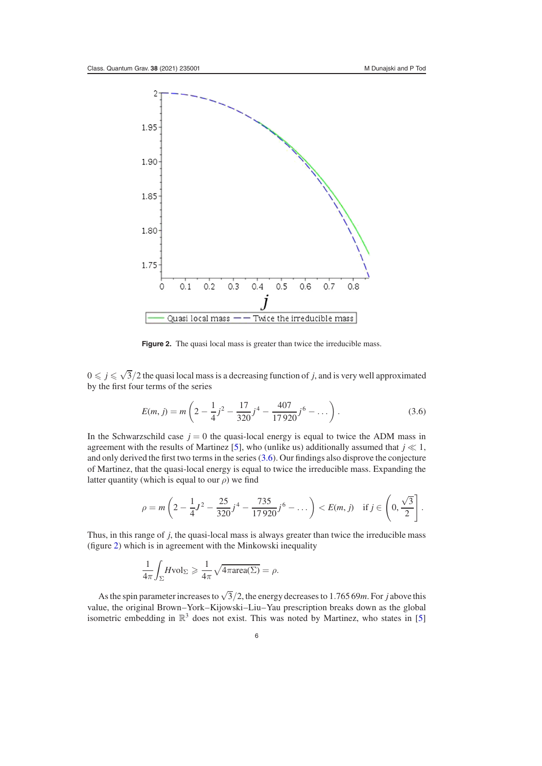**Figure 2.** The quasi local mass is greater than twice the irreducible mass.

$0 \leqslant j \leqslant \sqrt{3}/2$ the quasi local mass is a decreasing function of $j$, and is very well approximated by the first four terms of the series

$$E(m, j) = m \left( 2 - \frac{1}{4} j^2 - \frac{17}{320} j^4 - \frac{407}{17\,920} j^6 - \dots \right). \tag{3.6}$$

In the Schwarzschild case $j = 0$ the quasi-local energy is equal to twice the ADM mass in agreement with the results of Martinez [5], who (unlike us) additionally assumed that $j \ll 1$, and only derived the first two terms in the series (3.6). Our findings also disprove the conjecture of Martinez, that the quasi-local energy is equal to twice the irreducible mass. Expanding the latter quantity (which is equal to our $\rho$) we find

$$\rho = m \left( 2 - \frac{1}{4} J^2 - \frac{25}{320} j^4 - \frac{735}{17\,920} j^6 - \dots \right) < E(m, j) \quad \text{if } j \in \left( 0, \frac{\sqrt{3}}{2} \right].$$

Thus, in this range of $j$, the quasi-local mass is always greater than twice the irreducible mass (figure 2) which is in agreement with the Minkowski inequality

$$\frac{1}{4\pi} \int_{\Sigma} H \mathrm{vol}_{\Sigma} \geqslant \frac{1}{4\pi} \sqrt{4\pi \mathrm{area}(\Sigma)} = \rho.$$

As the spin parameter increases to $\sqrt{3}/2$, the energy decreases to $1.765\,69m$. For $j$ above this value, the original Brown–York–Kijowski–Liu–Yau prescription breaks down as the global isometric embedding in $\mathbb{R}^3$ does not exist. This was noted by Martinez, who states in [5]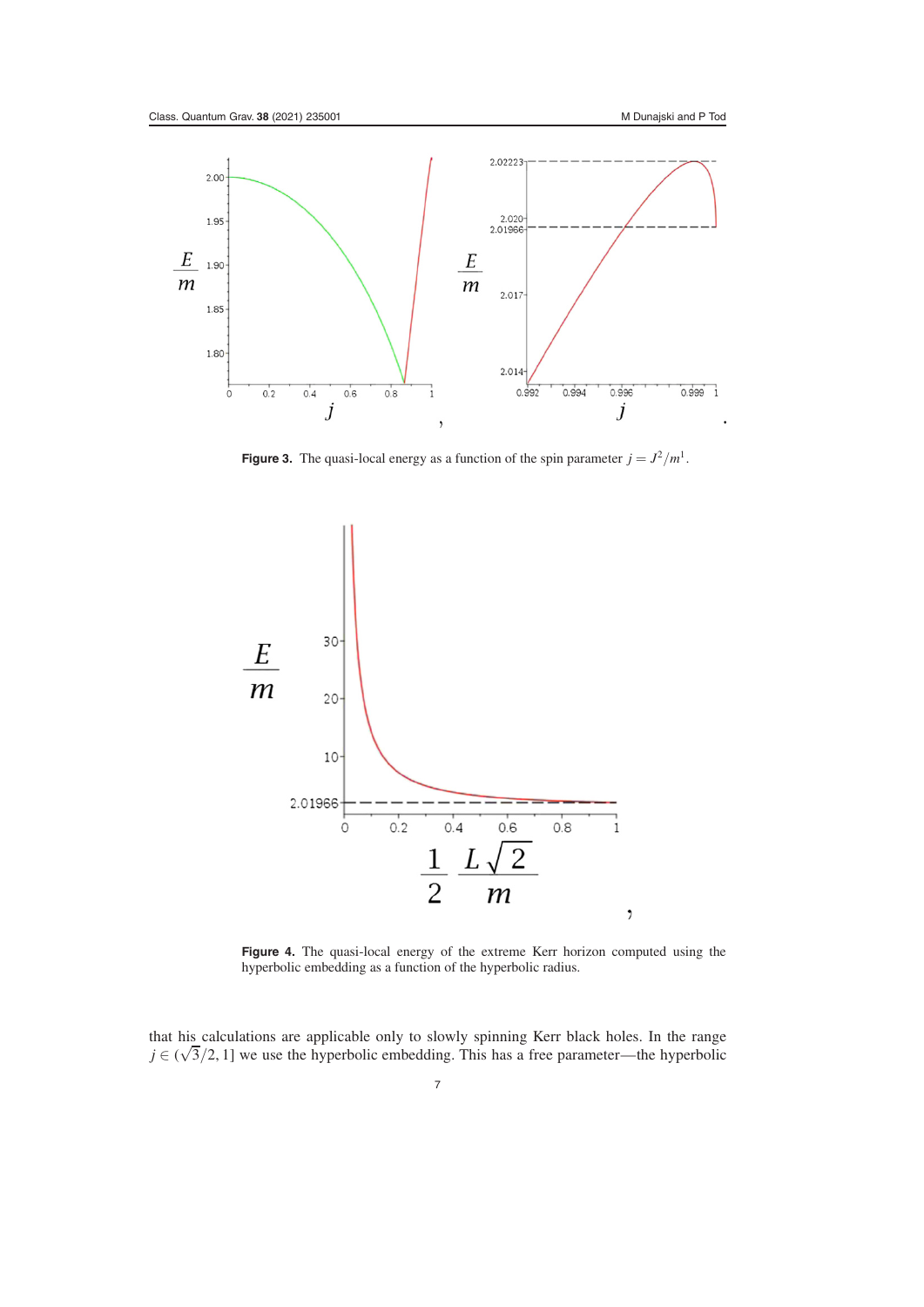**Figure 3.** The quasi-local energy as a function of the spin parameter $j = J^2/m^4$.

**Figure 4.** The quasi-local energy of the extreme Kerr horizon computed using the hyperbolic embedding as a function of the hyperbolic radius.

that his calculations are applicable only to slowly spinning Kerr black holes. In the range $j \in (\sqrt{3}/2, 1]$ we use the hyperbolic embedding. This has a free parameter—the hyperbolic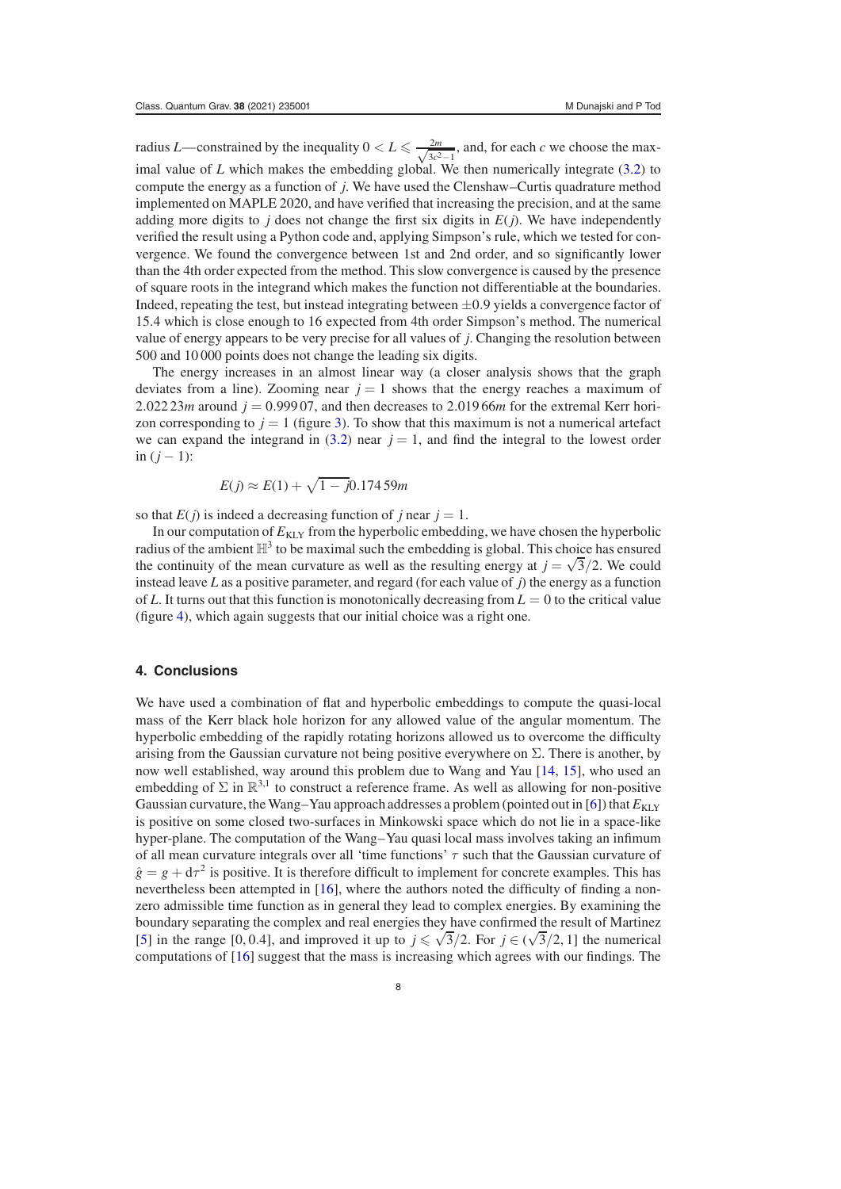radius $L$—constrained by the inequality $0 < L \leqslant \frac{2m}{\sqrt{3c^2-1}}$, and, for each $c$ we choose the maximal value of $L$ which makes the embedding global. We then numerically integrate (3.2) to compute the energy as a function of $j$. We have used the Clenshaw–Curtis quadrature method implemented on MAPLE 2020, and have verified that increasing the precision, and at the same adding more digits to $j$ does not change the first six digits in $E(j)$. We have independently verified the result using a Python code and, applying Simpson's rule, which we tested for convergence. We found the convergence between 1st and 2nd order, and so significantly lower than the 4th order expected from the method. This slow convergence is caused by the presence of square roots in the integrand which makes the function not differentiable at the boundaries. Indeed, repeating the test, but instead integrating between $\pm 0.9$ yields a convergence factor of 15.4 which is close enough to 16 expected from 4th order Simpson's method. The numerical value of energy appears to be very precise for all values of $j$. Changing the resolution between 500 and 10 000 points does not change the leading six digits.

The energy increases in an almost linear way (a closer analysis shows that the graph deviates from a line). Zooming near $j = 1$ shows that the energy reaches a maximum of $2.022\,23m$ around $j = 0.999\,07$, and then decreases to $2.019\,66m$ for the extremal Kerr horizon corresponding to $j = 1$ (figure 3). To show that this maximum is not a numerical artefact we can expand the integrand in (3.2) near $j = 1$, and find the integral to the lowest order in $(j - 1)$:

$$E(j) \approx E(1) + \sqrt{1-j}\,0.174\,59m$$

so that $E(j)$ is indeed a decreasing function of $j$ near $j = 1$.

In our computation of $E_{\text{KLY}}$ from the hyperbolic embedding, we have chosen the hyperbolic radius of the ambient $\mathbb{H}^3$ to be maximal such the embedding is global. This choice has ensured the continuity of the mean curvature as well as the resulting energy at $j = \sqrt{3}/2$. We could instead leave $L$ as a positive parameter, and regard (for each value of $j$) the energy as a function of $L$. It turns out that this function is monotonically decreasing from $L = 0$ to the critical value (figure 4), which again suggests that our initial choice was a right one.

## 4. Conclusions

We have used a combination of flat and hyperbolic embeddings to compute the quasi-local mass of the Kerr black hole horizon for any allowed value of the angular momentum. The hyperbolic embedding of the rapidly rotating horizons allowed us to overcome the difficulty arising from the Gaussian curvature not being positive everywhere on $\Sigma$. There is another, by now well established, way around this problem due to Wang and Yau [14, 15], who used an embedding of $\Sigma$ in $\mathbb{R}^{3,1}$ to construct a reference frame. As well as allowing for non-positive Gaussian curvature, the Wang–Yau approach addresses a problem (pointed out in [6]) that $E_{\text{KLY}}$ is positive on some closed two-surfaces in Minkowski space which do not lie in a space-like hyper-plane. The computation of the Wang–Yau quasi local mass involves taking an infimum of all mean curvature integrals over all 'time functions' $\tau$ such that the Gaussian curvature of $\hat{g} = g + \mathrm{d}\tau^2$ is positive. It is therefore difficult to implement for concrete examples. This has nevertheless been attempted in [16], where the authors noted the difficulty of finding a non-zero admissible time function as in general they lead to complex energies. By examining the boundary separating the complex and real energies they have confirmed the result of Martinez [5] in the range $[0, 0.4]$, and improved it up to $j \leqslant \sqrt{3}/2$. For $j \in (\sqrt{3}/2, 1]$ the numerical computations of [16] suggest that the mass is increasing which agrees with our findings. The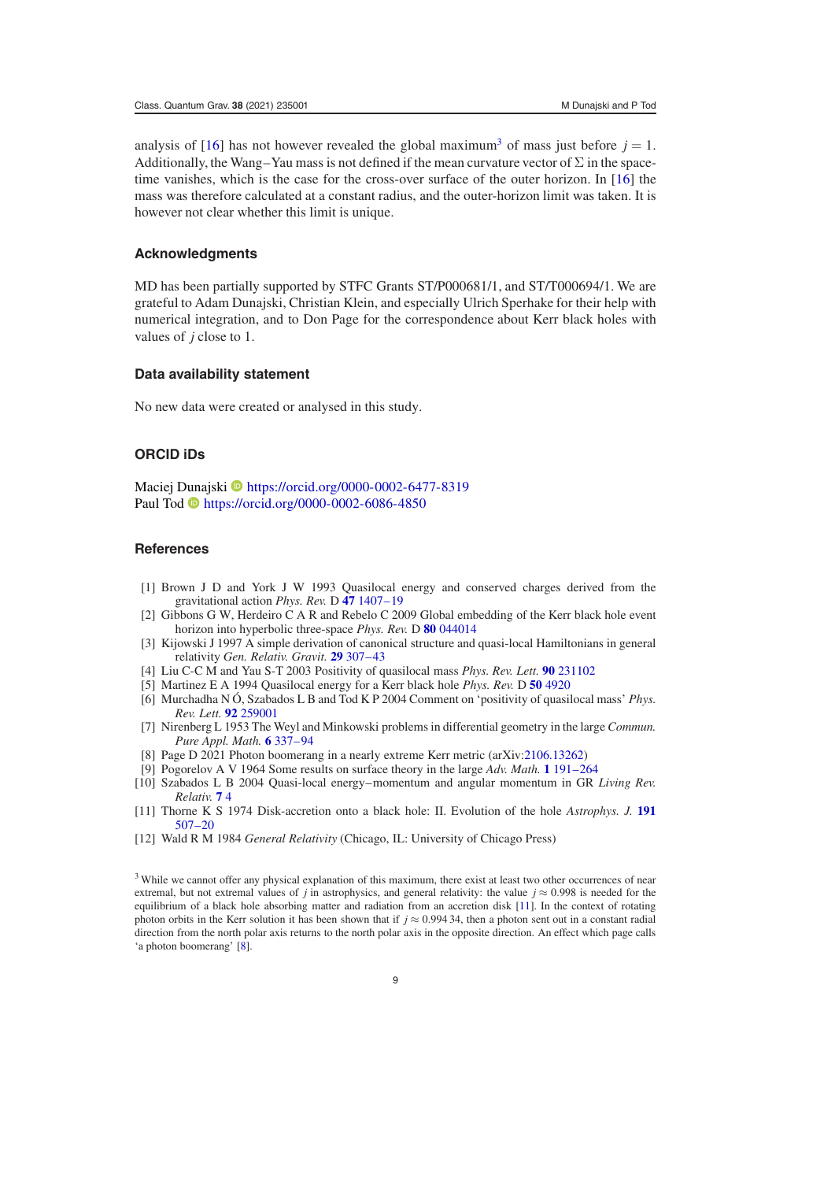analysis of [16] has not however revealed the global maximum[3] of mass just before $j = 1$. Additionally, the Wang–Yau mass is not defined if the mean curvature vector of $\Sigma$ in the spacetime vanishes, which is the case for the cross-over surface of the outer horizon. In [16] the mass was therefore calculated at a constant radius, and the outer-horizon limit was taken. It is however not clear whether this limit is unique.

## Acknowledgments

MD has been partially supported by STFC Grants ST/P000681/1, and ST/T000694/1. We are grateful to Adam Dunajski, Christian Klein, and especially Ulrich Sperhake for their help with numerical integration, and to Don Page for the correspondence about Kerr black holes with values of $j$ close to 1.

## Data availability statement

No new data were created or analysed in this study.

## ORCID iDs

Maciej Dunajski https://orcid.org/0000-0002-6477-8319
Paul Tod https://orcid.org/0000-0002-6086-4850

## References

[1] Brown J D and York J W 1993 Quasilocal energy and conserved charges derived from the gravitational action *Phys. Rev.* D **47** 1407–19

[2] Gibbons G W, Herdeiro C A R and Rebelo C 2009 Global embedding of the Kerr black hole event horizon into hyperbolic three-space *Phys. Rev.* D **80** 044014

[3] Kijowski J 1997 A simple derivation of canonical structure and quasi-local Hamiltonians in general relativity *Gen. Relativ. Gravit.* **29** 307–43

[4] Liu C-C M and Yau S-T 2003 Positivity of quasilocal mass *Phys. Rev. Lett.* **90** 231102

[5] Martinez E A 1994 Quasilocal energy for a Kerr black hole *Phys. Rev.* D **50** 4920

[6] Murchadha N Ó, Szabados L B and Tod K P 2004 Comment on 'positivity of quasilocal mass' *Phys. Rev. Lett.* **92** 259001

[7] Nirenberg L 1953 The Weyl and Minkowski problems in differential geometry in the large *Commun. Pure Appl. Math.* **6** 337–94

[8] Page D 2021 Photon boomerang in a nearly extreme Kerr metric (arXiv:2106.13262)

[9] Pogorelov A V 1964 Some results on surface theory in the large *Adv. Math.* **1** 191–264

[10] Szabados L B 2004 Quasi-local energy–momentum and angular momentum in GR *Living Rev. Relativ.* **7** 4

[11] Thorne K S 1974 Disk-accretion onto a black hole: II. Evolution of the hole *Astrophys. J.* **191** 507–20

[12] Wald R M 1984 *General Relativity* (Chicago, IL: University of Chicago Press)

[3] While we cannot offer any physical explanation of this maximum, there exist at least two other occurrences of near extremal, but not extremal values of $j$ in astrophysics, and general relativity: the value $j \approx 0.998$ is needed for the equilibrium of a black hole absorbing matter and radiation from an accretion disk [11]. In the context of rotating photon orbits in the Kerr solution it has been shown that if $j \approx 0.99434$, then a photon sent out in a constant radial direction from the north polar axis returns to the north polar axis in the opposite direction. An effect which page calls 'a photon boomerang' [8].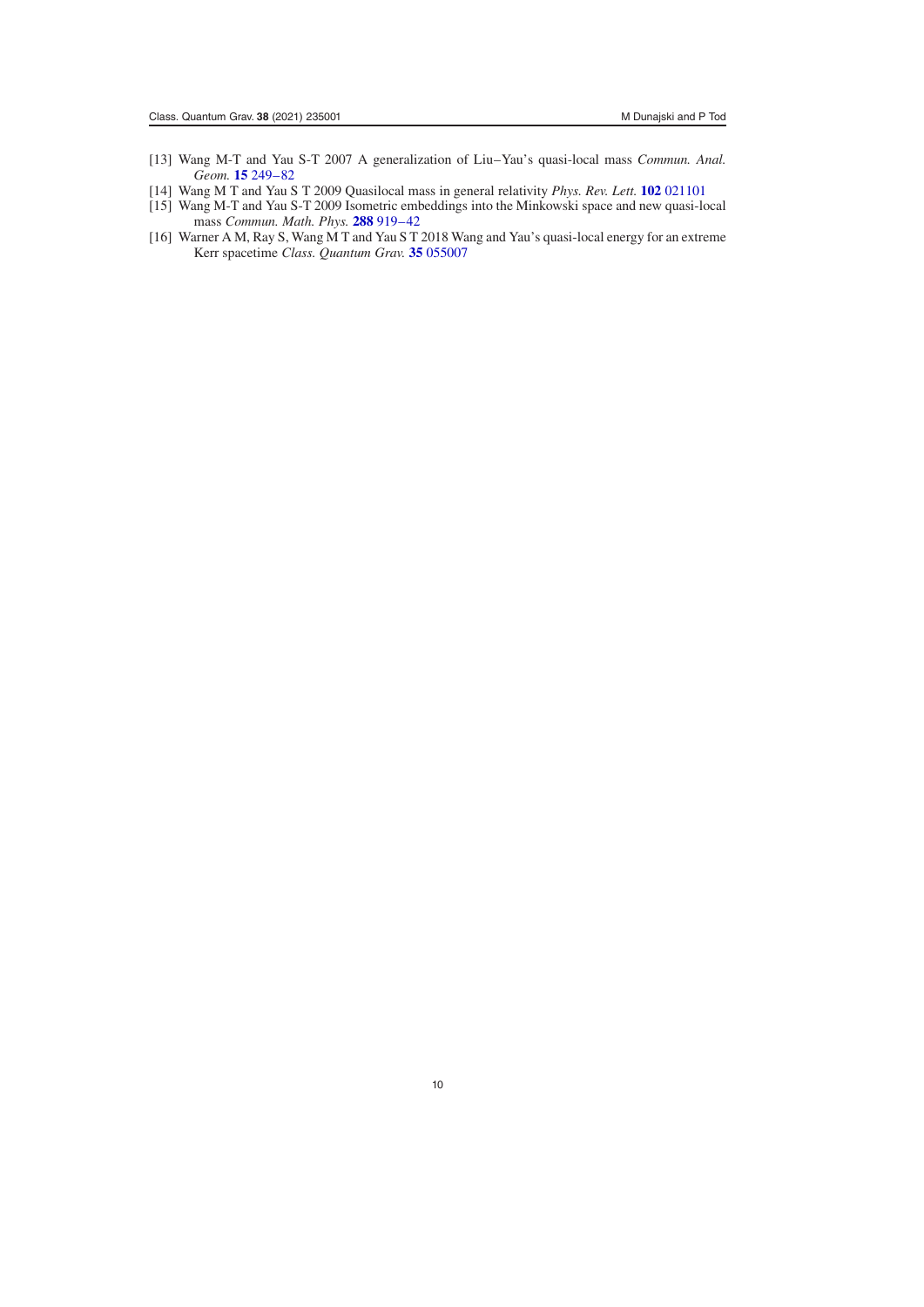[13] Wang M-T and Yau S-T 2007 A generalization of Liu–Yau's quasi-local mass *Commun. Anal. Geom.* **15** 249–82

[14] Wang M T and Yau S T 2009 Quasilocal mass in general relativity *Phys. Rev. Lett.* **102** 021101

[15] Wang M-T and Yau S-T 2009 Isometric embeddings into the Minkowski space and new quasi-local mass *Commun. Math. Phys.* **288** 919–42

[16] Warner A M, Ray S, Wang M T and Yau S T 2018 Wang and Yau's quasi-local energy for an extreme Kerr spacetime *Class. Quantum Grav.* **35** 055007